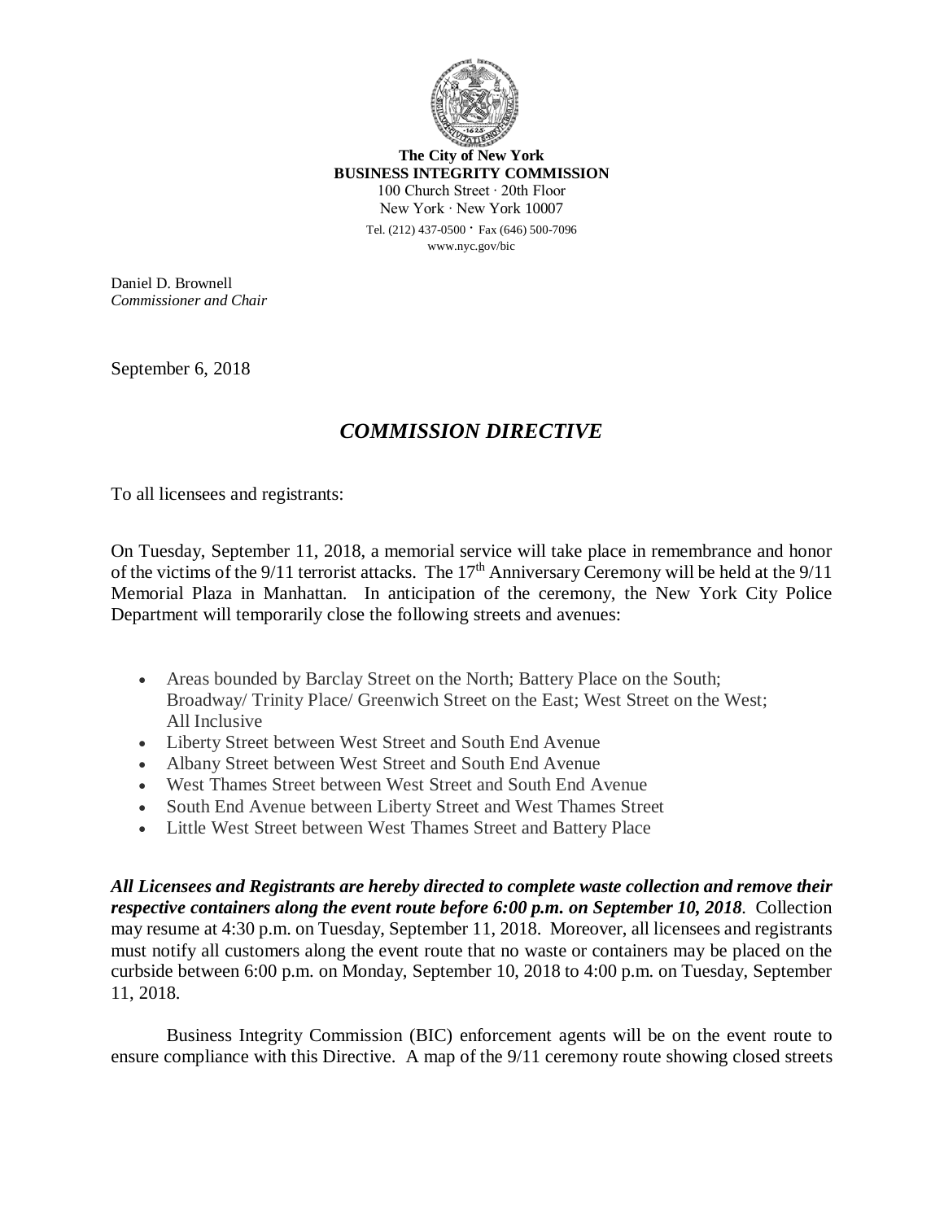**The City of New York**
**BUSINESS INTEGRITY COMMISSION**
100 Church Street · 20th Floor
New York · New York 10007
Tel. (212) 437-0500 · Fax (646) 500-7096
www.nyc.gov/bic

Daniel D. Brownell
*Commissioner and Chair*

September 6, 2018

## *COMMISSION DIRECTIVE*

To all licensees and registrants:

On Tuesday, September 11, 2018, a memorial service will take place in remembrance and honor of the victims of the 9/11 terrorist attacks. The 17th Anniversary Ceremony will be held at the 9/11 Memorial Plaza in Manhattan. In anticipation of the ceremony, the New York City Police Department will temporarily close the following streets and avenues:

- Areas bounded by Barclay Street on the North; Battery Place on the South; Broadway/ Trinity Place/ Greenwich Street on the East; West Street on the West; All Inclusive
- Liberty Street between West Street and South End Avenue
- Albany Street between West Street and South End Avenue
- West Thames Street between West Street and South End Avenue
- South End Avenue between Liberty Street and West Thames Street
- Little West Street between West Thames Street and Battery Place

***All Licensees and Registrants are hereby directed to complete waste collection and remove their respective containers along the event route before 6:00 p.m. on September 10, 2018***. Collection may resume at 4:30 p.m. on Tuesday, September 11, 2018. Moreover, all licensees and registrants must notify all customers along the event route that no waste or containers may be placed on the curbside between 6:00 p.m. on Monday, September 10, 2018 to 4:00 p.m. on Tuesday, September 11, 2018.

Business Integrity Commission (BIC) enforcement agents will be on the event route to ensure compliance with this Directive. A map of the 9/11 ceremony route showing closed streets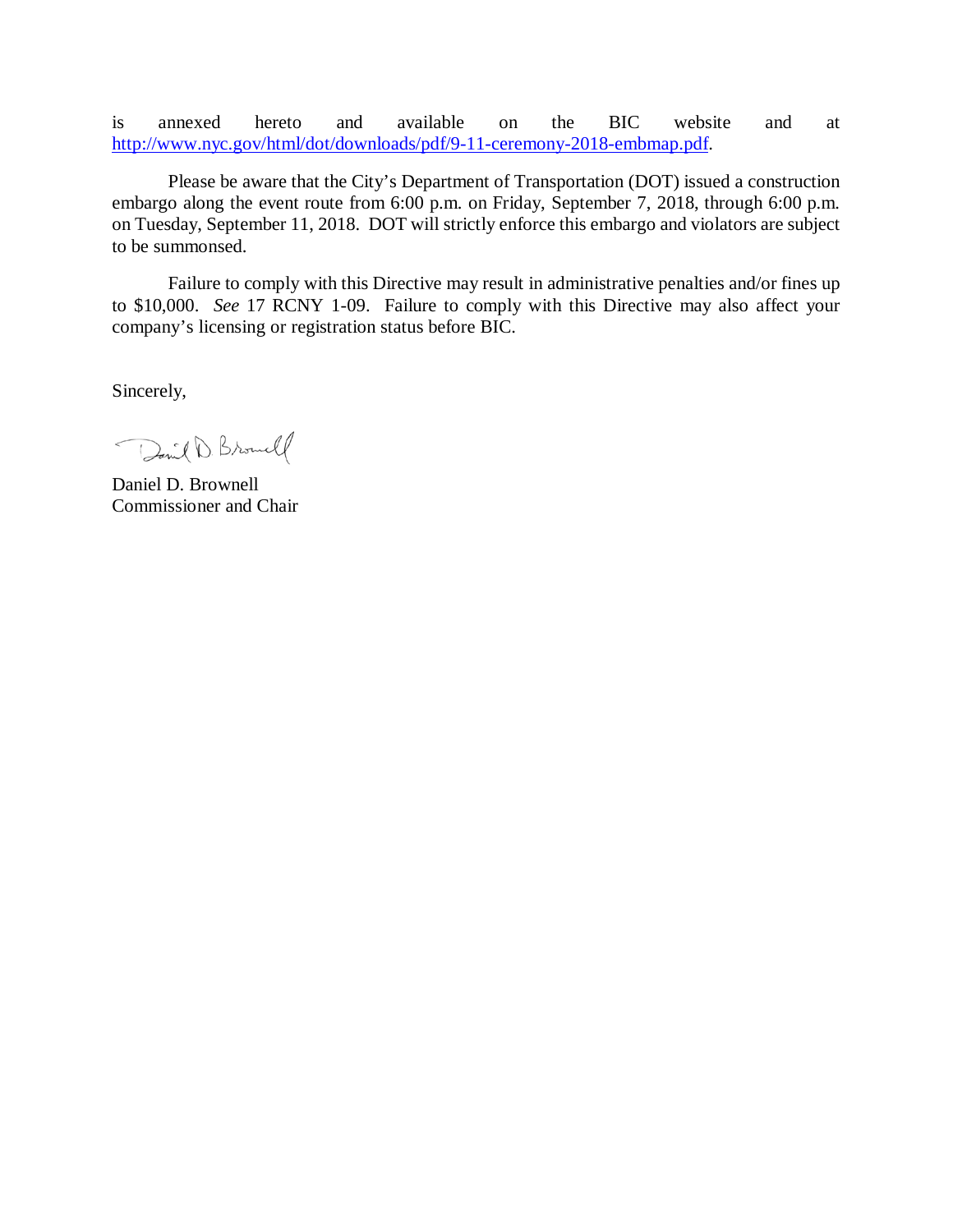is annexed hereto and available on the BIC website and at http://www.nyc.gov/html/dot/downloads/pdf/9-11-ceremony-2018-embmap.pdf.

Please be aware that the City's Department of Transportation (DOT) issued a construction embargo along the event route from 6:00 p.m. on Friday, September 7, 2018, through 6:00 p.m. on Tuesday, September 11, 2018. DOT will strictly enforce this embargo and violators are subject to be summonsed.

Failure to comply with this Directive may result in administrative penalties and/or fines up to $10,000. *See* 17 RCNY 1-09. Failure to comply with this Directive may also affect your company's licensing or registration status before BIC.

Sincerely,

Daniel D. Brownell
Commissioner and Chair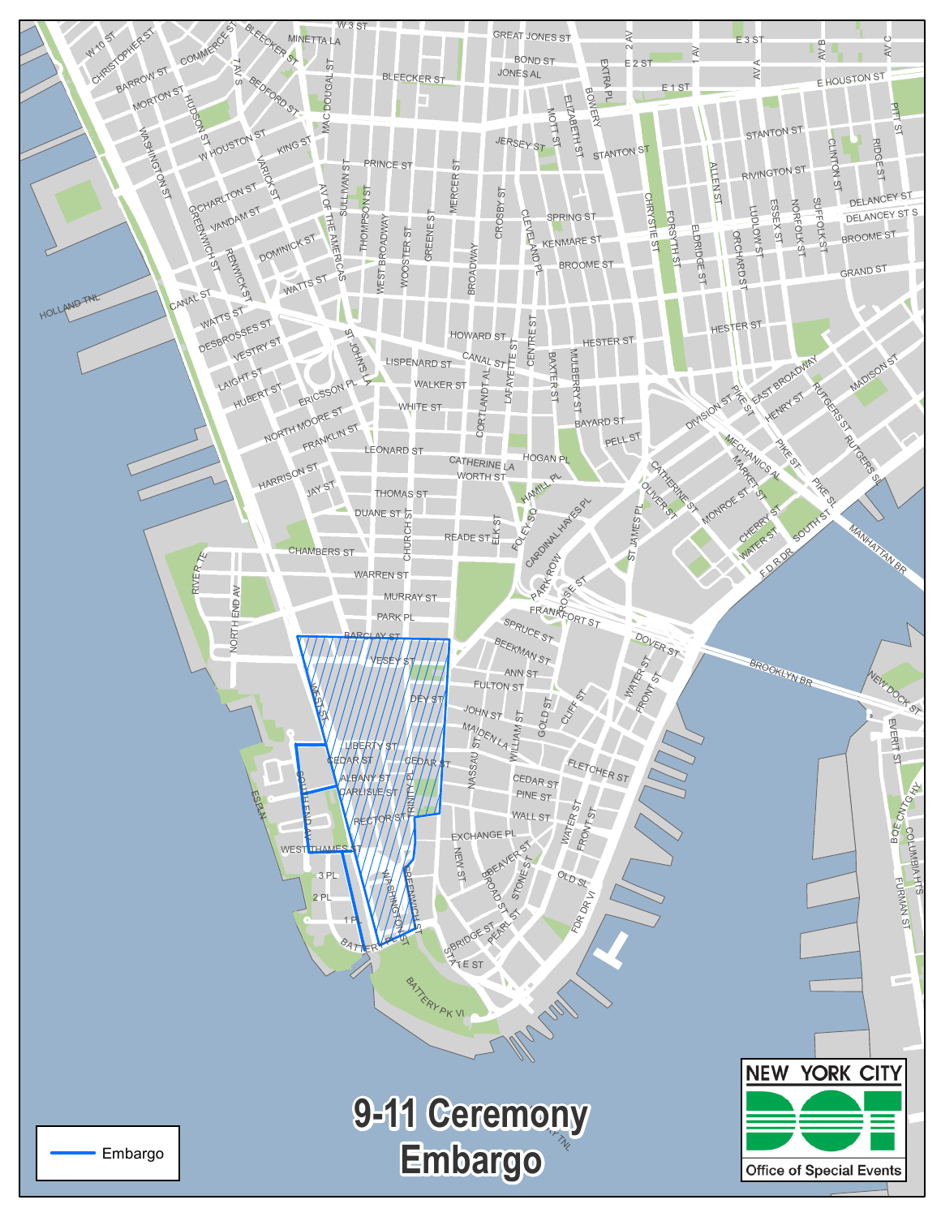# 9-11 Ceremony Embargo

Embargo

NEW YORK CITY DOT

Office of Special Events